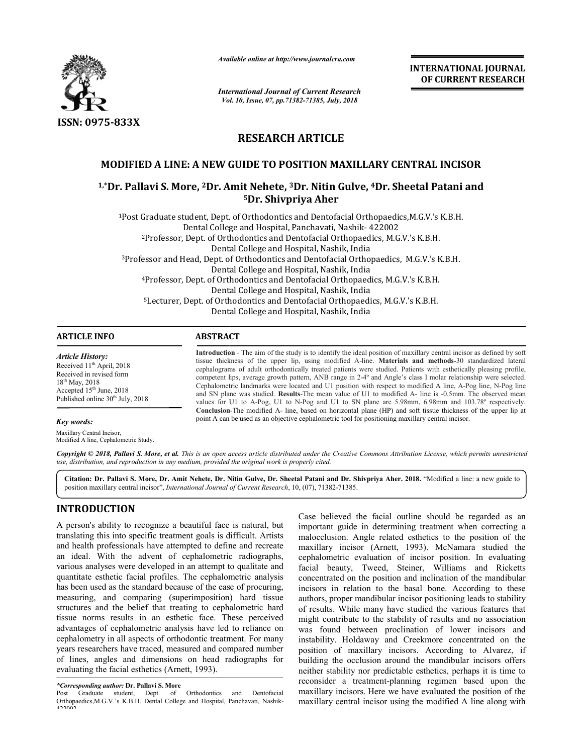ISSN: 0975-833X

*Available online at http://www.journalcra.com*

*International Journal of Current Research*
*Vol. 10, Issue, 07, pp.71382-71385, July, 2018*

**INTERNATIONAL JOURNAL OF CURRENT RESEARCH**

# RESEARCH ARTICLE

## MODIFIED A LINE: A NEW GUIDE TO POSITION MAXILLARY CENTRAL INCISOR

**[1,*]Dr. Pallavi S. More, [2]Dr. Amit Nehete, [3]Dr. Nitin Gulve, [4]Dr. Sheetal Patani and [5]Dr. Shivpriya Aher**

[1]Post Graduate student, Dept. of Orthodontics and Dentofacial Orthopaedics,M.G.V.'s K.B.H. Dental College and Hospital, Panchavati, Nashik- 422002
[2]Professor, Dept. of Orthodontics and Dentofacial Orthopaedics, M.G.V.'s K.B.H. Dental College and Hospital, Nashik, India
[3]Professor and Head, Dept. of Orthodontics and Dentofacial Orthopaedics, M.G.V.'s K.B.H. Dental College and Hospital, Nashik, India
[4]Professor, Dept. of Orthodontics and Dentofacial Orthopaedics, M.G.V.'s K.B.H. Dental College and Hospital, Nashik, India
[5]Lecturer, Dept. of Orthodontics and Dentofacial Orthopaedics, M.G.V.'s K.B.H. Dental College and Hospital, Nashik, India

### ARTICLE INFO

*Article History:*
Received 11th April, 2018
Received in revised form 18th May, 2018
Accepted 15th June, 2018
Published online 30th July, 2018

*Key words:*
Maxillary Central Incisor, Modified A line, Cephalometric Study.

### ABSTRACT

**Introduction** - The aim of the study is to identify the ideal position of maxillary central incisor as defined by soft tissue thickness of the upper lip, using modified A-line. **Materials and methods-**30 standardized lateral cephalograms of adult orthodontically treated patients were studied. Patients with esthetically pleasing profile, competent lips, average growth pattern, ANB range in 2-4º and Angle's class I molar relationship were selected. Cephalometric landmarks were located and U1 position with respect to modified A line, A-Pog line, N-Pog line and SN plane was studied. **Results**-The mean value of U1 to modified A- line is -0.5mm. The observed mean values for U1 to A-Pog, U1 to N-Pog and U1 to SN plane are 5.98mm, 6.98mm and 103.78º respectively. **Conclusion**-The modified A- line, based on horizontal plane (HP) and soft tissue thickness of the upper lip at point A can be used as an objective cephalometric tool for positioning maxillary central incisor.

*Copyright © 2018, Pallavi S. More, et al. This is an open access article distributed under the Creative Commons Attribution License, which permits unrestricted use, distribution, and reproduction in any medium, provided the original work is properly cited.*

**Citation: Dr. Pallavi S. More, Dr. Amit Nehete, Dr. Nitin Gulve, Dr. Sheetal Patani and Dr. Shivpriya Aher. 2018.** "Modified a line: a new guide to position maxillary central incisor", *International Journal of Current Research*, 10, (07), 71382-71385.

## INTRODUCTION

A person's ability to recognize a beautiful face is natural, but translating this into specific treatment goals is difficult. Artists and health professionals have attempted to define and recreate an ideal. With the advent of cephalometric radiographs, various analyses were developed in an attempt to qualitate and quantitate esthetic facial profiles. The cephalometric analysis has been used as the standard because of the ease of procuring, measuring, and comparing (superimposition) hard tissue structures and the belief that treating to cephalometric hard tissue norms results in an esthetic face. These perceived advantages of cephalometric analysis have led to reliance on cephalometry in all aspects of orthodontic treatment. For many years researchers have traced, measured and compared number of lines, angles and dimensions on head radiographs for evaluating the facial esthetics (Arnett, 1993).

Case believed the facial outline should be regarded as an important guide in determining treatment when correcting a malocclusion. Angle related esthetics to the position of the maxillary incisor (Arnett, 1993). McNamara studied the cephalometric evaluation of incisor position. In evaluating facial beauty, Tweed, Steiner, Williams and Ricketts concentrated on the position and inclination of the mandibular incisors in relation to the basal bone. According to these authors, proper mandibular incisor positioning leads to stability of results. While many have studied the various features that might contribute to the stability of results and no association was found between proclination of lower incisors and instability. Holdaway and Creekmore concentrated on the position of maxillary incisors. According to Alvarez, if building the occlusion around the mandibular incisors offers neither stability nor predictable esthetics, perhaps it is time to reconsider a treatment-planning regimen based upon the maxillary incisors. Here we have evaluated the position of the maxillary central incisor using the modified A line along with

*\*Corresponding author:* **Dr. Pallavi S. More**
Post Graduate student, Dept. of Orthodontics and Dentofacial Orthopaedics,M.G.V.'s K.B.H. Dental College and Hospital, Panchavati, Nashik-422002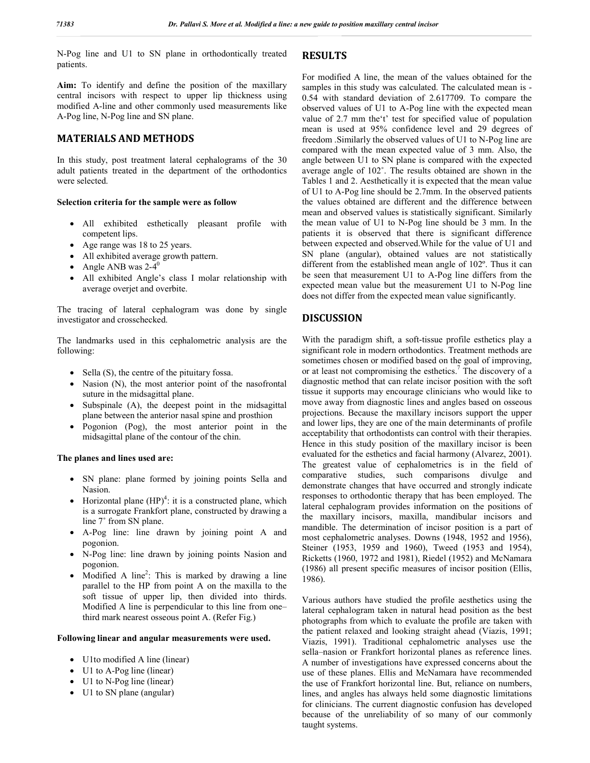N-Pog line and U1 to SN plane in orthodontically treated patients.

**Aim:** To identify and define the position of the maxillary central incisors with respect to upper lip thickness using modified A-line and other commonly used measurements like A-Pog line, N-Pog line and SN plane.

## MATERIALS AND METHODS

In this study, post treatment lateral cephalograms of the 30 adult patients treated in the department of the orthodontics were selected.

**Selection criteria for the sample were as follow**

- All exhibited esthetically pleasant profile with competent lips.
- Age range was 18 to 25 years.
- All exhibited average growth pattern.
- Angle ANB was 2-4$^0$
- All exhibited Angle's class I molar relationship with average overjet and overbite.

The tracing of lateral cephalogram was done by single investigator and crosschecked.

The landmarks used in this cephalometric analysis are the following:

- Sella (S), the centre of the pituitary fossa.
- Nasion (N), the most anterior point of the nasofrontal suture in the midsagittal plane.
- Subspinale (A), the deepest point in the midsagittal plane between the anterior nasal spine and prosthion
- Pogonion (Pog), the most anterior point in the midsagittal plane of the contour of the chin.

**The planes and lines used are:**

- SN plane: plane formed by joining points Sella and Nasion.
- Horizontal plane (HP)[4]: it is a constructed plane, which is a surrogate Frankfort plane, constructed by drawing a line 7˚ from SN plane.
- A-Pog line: line drawn by joining point A and pogonion.
- N-Pog line: line drawn by joining points Nasion and pogonion.
- Modified A line[2]: This is marked by drawing a line parallel to the HP from point A on the maxilla to the soft tissue of upper lip, then divided into thirds. Modified A line is perpendicular to this line from one–third mark nearest osseous point A. (Refer Fig.)

**Following linear and angular measurements were used.**

- U1to modified A line (linear)
- U1 to A-Pog line (linear)
- U1 to N-Pog line (linear)
- U1 to SN plane (angular)

## RESULTS

For modified A line, the mean of the values obtained for the samples in this study was calculated. The calculated mean is -0.54 with standard deviation of 2.617709. To compare the observed values of U1 to A-Pog line with the expected mean value of 2.7 mm the't' test for specified value of population mean is used at 95% confidence level and 29 degrees of freedom .Similarly the observed values of U1 to N-Pog line are compared with the mean expected value of 3 mm. Also, the angle between U1 to SN plane is compared with the expected average angle of 102˚. The results obtained are shown in the Tables 1 and 2. Aesthetically it is expected that the mean value of U1 to A-Pog line should be 2.7mm. In the observed patients the values obtained are different and the difference between mean and observed values is statistically significant. Similarly the mean value of U1 to N-Pog line should be 3 mm. In the patients it is observed that there is significant difference between expected and observed.While for the value of U1 and SN plane (angular), obtained values are not statistically different from the established mean angle of 102º. Thus it can be seen that measurement U1 to A-Pog line differs from the expected mean value but the measurement U1 to N-Pog line does not differ from the expected mean value significantly.

## DISCUSSION

With the paradigm shift, a soft-tissue profile esthetics play a significant role in modern orthodontics. Treatment methods are sometimes chosen or modified based on the goal of improving, or at least not compromising the esthetics.[7] The discovery of a diagnostic method that can relate incisor position with the soft tissue it supports may encourage clinicians who would like to move away from diagnostic lines and angles based on osseous projections. Because the maxillary incisors support the upper and lower lips, they are one of the main determinants of profile acceptability that orthodontists can control with their therapies. Hence in this study position of the maxillary incisor is been evaluated for the esthetics and facial harmony (Alvarez, 2001). The greatest value of cephalometrics is in the field of comparative studies, such comparisons divulge and demonstrate changes that have occurred and strongly indicate responses to orthodontic therapy that has been employed. The lateral cephalogram provides information on the positions of the maxillary incisors, maxilla, mandibular incisors and mandible. The determination of incisor position is a part of most cephalometric analyses. Downs (1948, 1952 and 1956), Steiner (1953, 1959 and 1960), Tweed (1953 and 1954), Ricketts (1960, 1972 and 1981), Riedel (1952) and McNamara (1986) all present specific measures of incisor position (Ellis, 1986).

Various authors have studied the profile aesthetics using the lateral cephalogram taken in natural head position as the best photographs from which to evaluate the profile are taken with the patient relaxed and looking straight ahead (Viazis, 1991; Viazis, 1991). Traditional cephalometric analyses use the sella–nasion or Frankfort horizontal planes as reference lines. A number of investigations have expressed concerns about the use of these planes. Ellis and McNamara have recommended the use of Frankfort horizontal line. But, reliance on numbers, lines, and angles has always held some diagnostic limitations for clinicians. The current diagnostic confusion has developed because of the unreliability of so many of our commonly taught systems.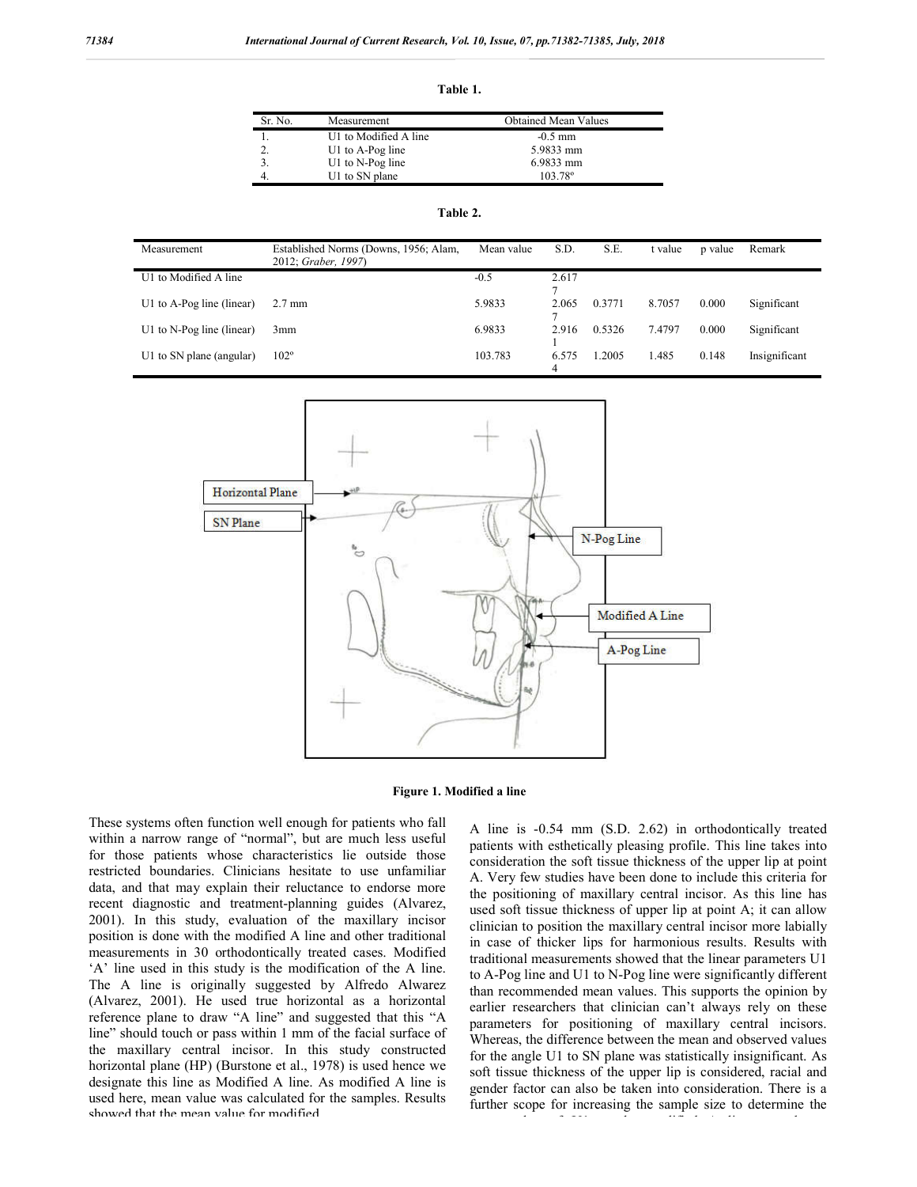**Table 1.**

| Sr. No. | Measurement | Obtained Mean Values |
|---|---|---|
| 1. | U1 to Modified A line | -0.5 mm |
| 2. | U1 to A-Pog line | 5.9833 mm |
| 3. | U1 to N-Pog line | 6.9833 mm |
| 4. | U1 to SN plane | 103.78º |

**Table 2.**

| Measurement | Established Norms (Downs, 1956; Alam, 2012; *Graber, 1997*) | Mean value | S.D. | S.E. | t value | p value | Remark |
|---|---|---|---|---|---|---|---|
| U1 to Modified A line | | -0.5 | 2.6177 | | | | |
| U1 to A-Pog line (linear) | 2.7 mm | 5.9833 | 2.0657 | 0.3771 | 8.7057 | 0.000 | Significant |
| U1 to N-Pog line (linear) | 3mm | 6.9833 | 2.9161 | 0.5326 | 7.4797 | 0.000 | Significant |
| U1 to SN plane (angular) | 102º | 103.783 | 6.5754 | 1.2005 | 1.485 | 0.148 | Insignificant |

**Figure 1. Modified a line**

These systems often function well enough for patients who fall within a narrow range of "normal", but are much less useful for those patients whose characteristics lie outside those restricted boundaries. Clinicians hesitate to use unfamiliar data, and that may explain their reluctance to endorse more recent diagnostic and treatment-planning guides (Alvarez, 2001). In this study, evaluation of the maxillary incisor position is done with the modified A line and other traditional measurements in 30 orthodontically treated cases. Modified 'A' line used in this study is the modification of the A line. The A line is originally suggested by Alfredo Alwarez (Alvarez, 2001). He used true horizontal as a horizontal reference plane to draw "A line" and suggested that this "A line" should touch or pass within 1 mm of the facial surface of the maxillary central incisor. In this study constructed horizontal plane (HP) (Burstone et al., 1978) is used hence we designate this line as Modified A line. As modified A line is used here, mean value was calculated for the samples. Results showed that the mean value for modified A line is -0.54 mm (S.D. 2.62) in orthodontically treated patients with esthetically pleasing profile. This line takes into consideration the soft tissue thickness of the upper lip at point A. Very few studies have been done to include this criteria for the positioning of maxillary central incisor. As this line has used soft tissue thickness of upper lip at point A; it can allow clinician to position the maxillary central incisor more labially in case of thicker lips for harmonious results. Results with traditional measurements showed that the linear parameters U1 to A-Pog line and U1 to N-Pog line were significantly different than recommended mean values. This supports the opinion by earlier researchers that clinician can't always rely on these parameters for positioning of maxillary central incisors. Whereas, the difference between the mean and observed values for the angle U1 to SN plane was statistically insignificant. As soft tissue thickness of the upper lip is considered, racial and gender factor can also be taken into consideration. There is a further scope for increasing the sample size to determine the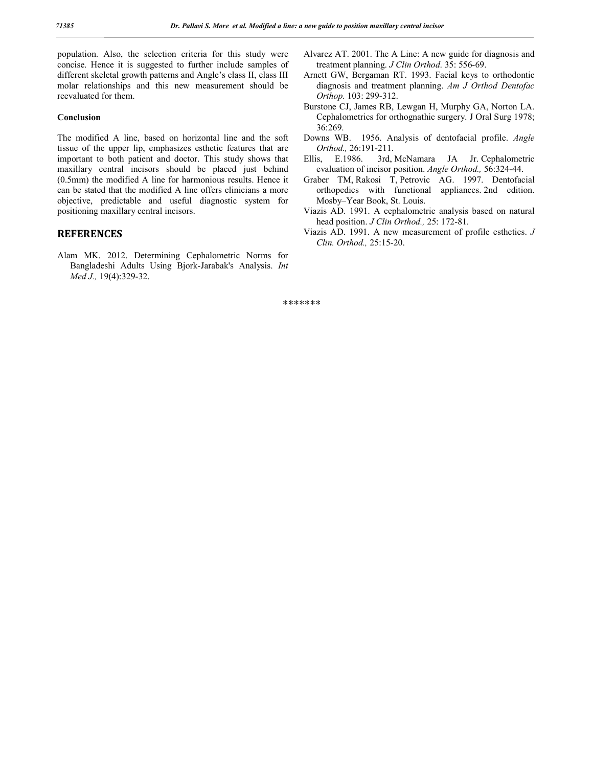population. Also, the selection criteria for this study were concise. Hence it is suggested to further include samples of different skeletal growth patterns and Angle's class II, class III molar relationships and this new measurement should be reevaluated for them.

**Conclusion**

The modified A line, based on horizontal line and the soft tissue of the upper lip, emphasizes esthetic features that are important to both patient and doctor. This study shows that maxillary central incisors should be placed just behind (0.5mm) the modified A line for harmonious results. Hence it can be stated that the modified A line offers clinicians a more objective, predictable and useful diagnostic system for positioning maxillary central incisors.

## REFERENCES

Alam MK. 2012. Determining Cephalometric Norms for Bangladeshi Adults Using Bjork-Jarabak's Analysis. *Int Med J.,* 19(4):329-32.

Alvarez AT. 2001. The A Line: A new guide for diagnosis and treatment planning. *J Clin Orthod*. 35: 556-69.

Arnett GW, Bergaman RT. 1993. Facial keys to orthodontic diagnosis and treatment planning. *Am J Orthod Dentofac Orthop.* 103: 299-312.

Burstone CJ, James RB, Lewgan H, Murphy GA, Norton LA. Cephalometrics for orthognathic surgery. J Oral Surg 1978; 36:269.

Downs WB. 1956. Analysis of dentofacial profile. *Angle Orthod.,* 26:191-211.

Ellis, E.1986. 3rd, McNamara JA Jr. Cephalometric evaluation of incisor position. *Angle Orthod.,* 56:324-44.

Graber TM, Rakosi T, Petrovic AG. 1997. Dentofacial orthopedics with functional appliances. 2nd edition. Mosby–Year Book, St. Louis.

Viazis AD. 1991. A cephalometric analysis based on natural head position. *J Clin Orthod.,* 25: 172-81.

Viazis AD. 1991. A new measurement of profile esthetics. *J Clin. Orthod.,* 25:15-20.

*******